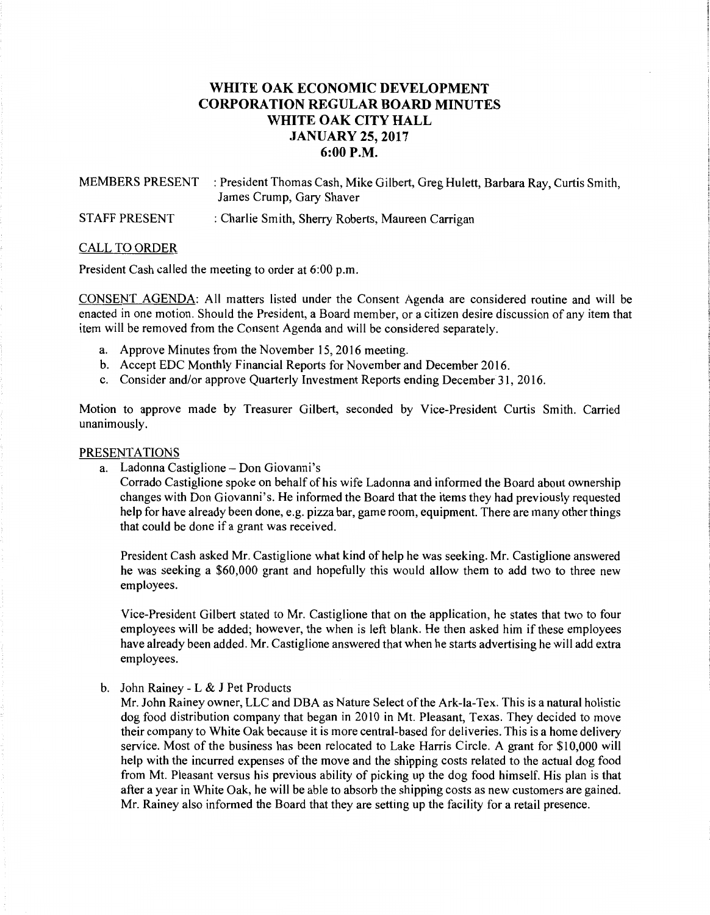# WHITE OAK ECONOMIC DEVELOPMENT CORPORATION REGULAR BOARD MINUTES WHITE OAK CITY HALL JANUARY 25, 2017 6:00 P.M.

MEMBERS PRESENT : President Thomas Cash, Mike Gilbert, Greg Hulett, Barbara Ray, Curtis Smith, James Crump, Gary Shaver

STAFF PRESENT : Charlie Smith, Sherry Roberts, Maureen Carrigan

CALL TO ORDER

President Cash called the meeting to order at 6:00 p.m.

CONSENT AGENDA: All matters listed under the Consent Agenda are considered routine and will be enacted in one motion. Should the President, a Board member, or a citizen desire discussion of any item that item will be removed from the Consent Agenda and will be considered separately.

a. Approve Minutes from the November 15, 2016 meeting.
b. Accept EDC Monthly Financial Reports for November and December 2016.
c. Consider and/or approve Quarterly Investment Reports ending December 31, 2016.

Motion to approve made by Treasurer Gilbert, seconded by Vice-President Curtis Smith. Carried unanimously.

PRESENTATIONS

a. Ladonna Castiglione – Don Giovanni's

   Corrado Castiglione spoke on behalf of his wife Ladonna and informed the Board about ownership changes with Don Giovanni's. He informed the Board that the items they had previously requested help for have already been done, e.g. pizza bar, game room, equipment. There are many other things that could be done if a grant was received.

   President Cash asked Mr. Castiglione what kind of help he was seeking. Mr. Castiglione answered he was seeking a $60,000 grant and hopefully this would allow them to add two to three new employees.

   Vice-President Gilbert stated to Mr. Castiglione that on the application, he states that two to four employees will be added; however, the when is left blank. He then asked him if these employees have already been added. Mr. Castiglione answered that when he starts advertising he will add extra employees.

b. John Rainey - L & J Pet Products

   Mr. John Rainey owner, LLC and DBA as Nature Select of the Ark-la-Tex. This is a natural holistic dog food distribution company that began in 2010 in Mt. Pleasant, Texas. They decided to move their company to White Oak because it is more central-based for deliveries. This is a home delivery service. Most of the business has been relocated to Lake Harris Circle. A grant for $10,000 will help with the incurred expenses of the move and the shipping costs related to the actual dog food from Mt. Pleasant versus his previous ability of picking up the dog food himself. His plan is that after a year in White Oak, he will be able to absorb the shipping costs as new customers are gained. Mr. Rainey also informed the Board that they are setting up the facility for a retail presence.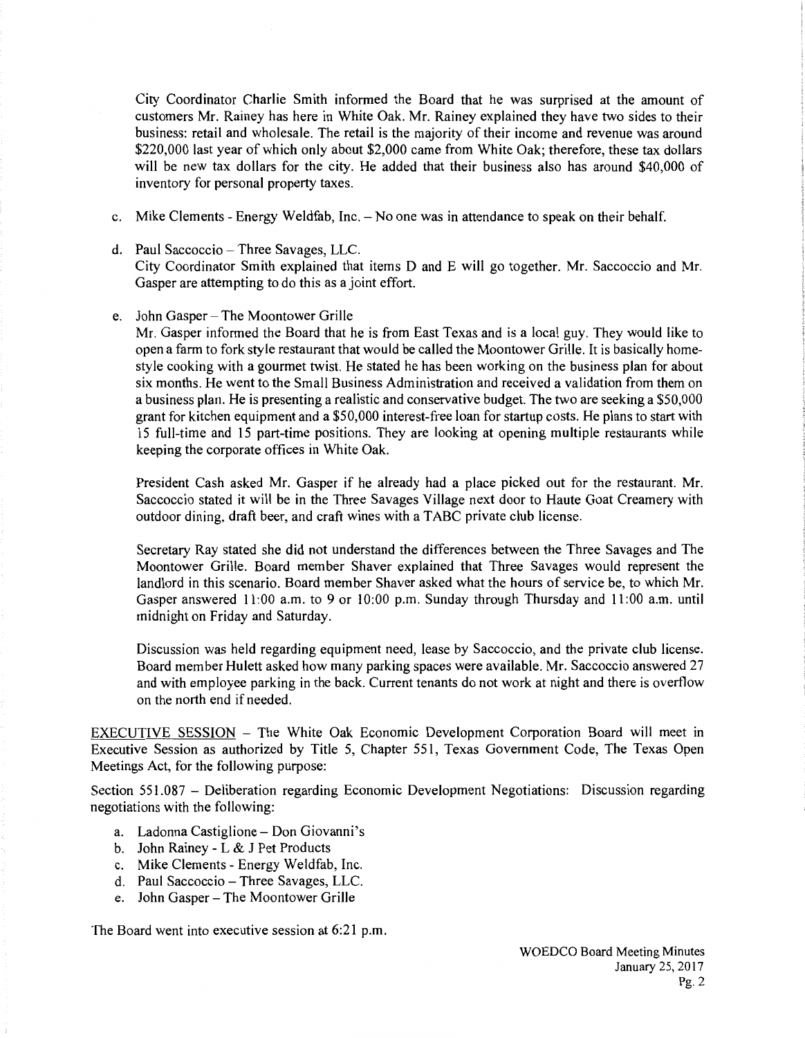City Coordinator Charlie Smith informed the Board that he was surprised at the amount of customers Mr. Rainey has here in White Oak. Mr. Rainey explained they have two sides to their business: retail and wholesale. The retail is the majority of their income and revenue was around $220,000 last year of which only about $2,000 came from White Oak; therefore, these tax dollars will be new tax dollars for the city. He added that their business also has around $40,000 of inventory for personal property taxes.

c. Mike Clements - Energy Weldfab, Inc. – No one was in attendance to speak on their behalf.

d. Paul Saccoccio – Three Savages, LLC.
City Coordinator Smith explained that items D and E will go together. Mr. Saccoccio and Mr. Gasper are attempting to do this as a joint effort.

e. John Gasper – The Moontower Grille
Mr. Gasper informed the Board that he is from East Texas and is a local guy. They would like to open a farm to fork style restaurant that would be called the Moontower Grille. It is basically home-style cooking with a gourmet twist. He stated he has been working on the business plan for about six months. He went to the Small Business Administration and received a validation from them on a business plan. He is presenting a realistic and conservative budget. The two are seeking a $50,000 grant for kitchen equipment and a $50,000 interest-free loan for startup costs. He plans to start with 15 full-time and 15 part-time positions. They are looking at opening multiple restaurants while keeping the corporate offices in White Oak.

President Cash asked Mr. Gasper if he already had a place picked out for the restaurant. Mr. Saccoccio stated it will be in the Three Savages Village next door to Haute Goat Creamery with outdoor dining, draft beer, and craft wines with a TABC private club license.

Secretary Ray stated she did not understand the differences between the Three Savages and The Moontower Grille. Board member Shaver explained that Three Savages would represent the landlord in this scenario. Board member Shaver asked what the hours of service be, to which Mr. Gasper answered 11:00 a.m. to 9 or 10:00 p.m. Sunday through Thursday and 11:00 a.m. until midnight on Friday and Saturday.

Discussion was held regarding equipment need, lease by Saccoccio, and the private club license. Board member Hulett asked how many parking spaces were available. Mr. Saccoccio answered 27 and with employee parking in the back. Current tenants do not work at night and there is overflow on the north end if needed.

EXECUTIVE SESSION – The White Oak Economic Development Corporation Board will meet in Executive Session as authorized by Title 5, Chapter 551, Texas Government Code, The Texas Open Meetings Act, for the following purpose:

Section 551.087 – Deliberation regarding Economic Development Negotiations: Discussion regarding negotiations with the following:

a. Ladonna Castiglione – Don Giovanni's
b. John Rainey - L & J Pet Products
c. Mike Clements - Energy Weldfab, Inc.
d. Paul Saccoccio – Three Savages, LLC.
e. John Gasper – The Moontower Grille

The Board went into executive session at 6:21 p.m.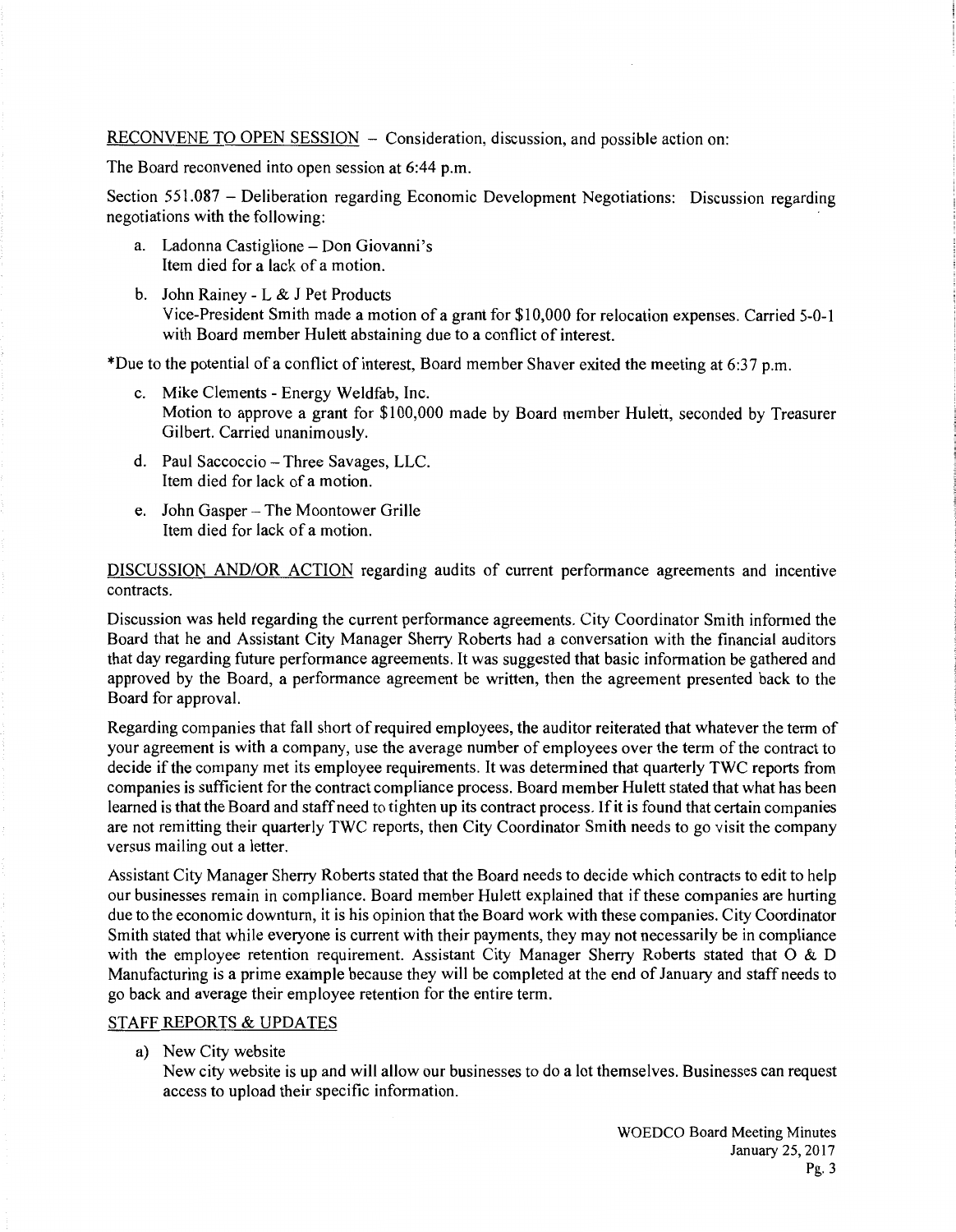RECONVENE TO OPEN SESSION – Consideration, discussion, and possible action on:

The Board reconvened into open session at 6:44 p.m.

Section 551.087 – Deliberation regarding Economic Development Negotiations: Discussion regarding negotiations with the following:

a. Ladonna Castiglione – Don Giovanni's
   Item died for a lack of a motion.

b. John Rainey - L & J Pet Products
   Vice-President Smith made a motion of a grant for $10,000 for relocation expenses. Carried 5-0-1 with Board member Hulett abstaining due to a conflict of interest.

*Due to the potential of a conflict of interest, Board member Shaver exited the meeting at 6:37 p.m.

c. Mike Clements - Energy Weldfab, Inc.
   Motion to approve a grant for $100,000 made by Board member Hulett, seconded by Treasurer Gilbert. Carried unanimously.

d. Paul Saccoccio – Three Savages, LLC.
   Item died for lack of a motion.

e. John Gasper – The Moontower Grille
   Item died for lack of a motion.

DISCUSSION AND/OR ACTION regarding audits of current performance agreements and incentive contracts.

Discussion was held regarding the current performance agreements. City Coordinator Smith informed the Board that he and Assistant City Manager Sherry Roberts had a conversation with the financial auditors that day regarding future performance agreements. It was suggested that basic information be gathered and approved by the Board, a performance agreement be written, then the agreement presented back to the Board for approval.

Regarding companies that fall short of required employees, the auditor reiterated that whatever the term of your agreement is with a company, use the average number of employees over the term of the contract to decide if the company met its employee requirements. It was determined that quarterly TWC reports from companies is sufficient for the contract compliance process. Board member Hulett stated that what has been learned is that the Board and staff need to tighten up its contract process. If it is found that certain companies are not remitting their quarterly TWC reports, then City Coordinator Smith needs to go visit the company versus mailing out a letter.

Assistant City Manager Sherry Roberts stated that the Board needs to decide which contracts to edit to help our businesses remain in compliance. Board member Hulett explained that if these companies are hurting due to the economic downturn, it is his opinion that the Board work with these companies. City Coordinator Smith stated that while everyone is current with their payments, they may not necessarily be in compliance with the employee retention requirement. Assistant City Manager Sherry Roberts stated that O & D Manufacturing is a prime example because they will be completed at the end of January and staff needs to go back and average their employee retention for the entire term.

STAFF REPORTS & UPDATES

a) New City website
   New city website is up and will allow our businesses to do a lot themselves. Businesses can request access to upload their specific information.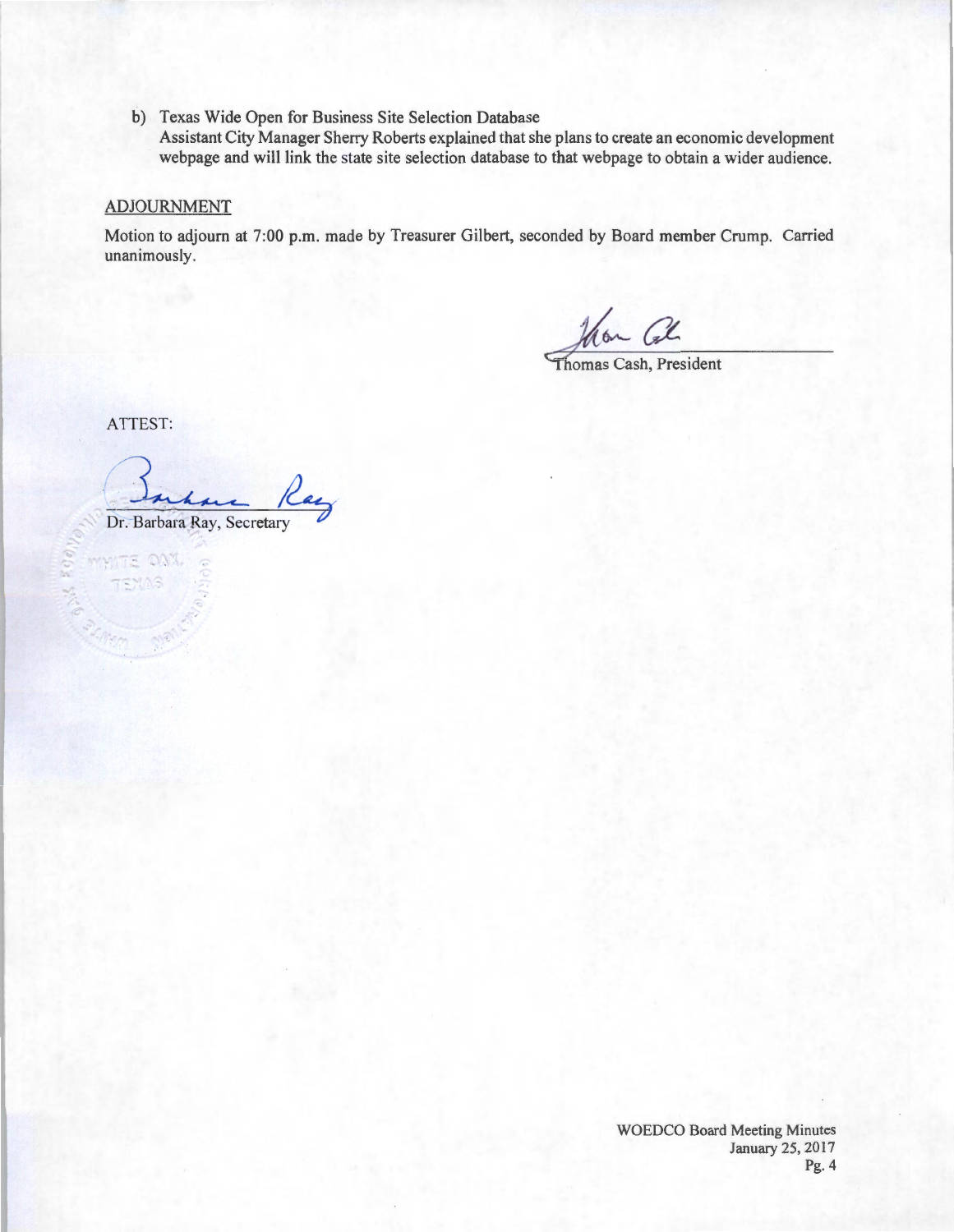b) Texas Wide Open for Business Site Selection Database
   Assistant City Manager Sherry Roberts explained that she plans to create an economic development webpage and will link the state site selection database to that webpage to obtain a wider audience.

ADJOURNMENT

Motion to adjourn at 7:00 p.m. made by Treasurer Gilbert, seconded by Board member Crump. Carried unanimously.

Thomas Cash, President

ATTEST:

Dr. Barbara Ray, Secretary